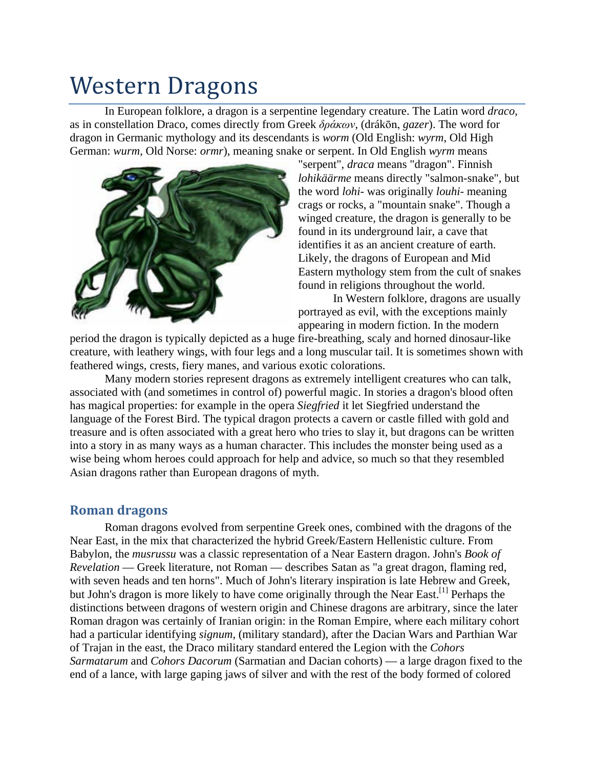# Western Dragons

In European folklore, a dragon is a serpentine legendary creature. The Latin word *draco*, as in constellation Draco, comes directly from Greek *δράκων*, (drákōn, *gazer*). The word for dragon in Germanic mythology and its descendants is *worm* (Old English: *wyrm*, Old High German: *wurm*, Old Norse: *ormr*), meaning snake or serpent. In Old English *wyrm* means "serpent", *draca* means "dragon". Finnish *lohikäärme* means directly "salmon-snake", but the word *lohi-* was originally *louhi-* meaning crags or rocks, a "mountain snake". Though a winged creature, the dragon is generally to be found in its underground lair, a cave that identifies it as an ancient creature of earth. Likely, the dragons of European and Mid Eastern mythology stem from the cult of snakes found in religions throughout the world.

In Western folklore, dragons are usually portrayed as evil, with the exceptions mainly appearing in modern fiction. In the modern period the dragon is typically depicted as a huge fire-breathing, scaly and horned dinosaur-like creature, with leathery wings, with four legs and a long muscular tail. It is sometimes shown with feathered wings, crests, fiery manes, and various exotic colorations.

Many modern stories represent dragons as extremely intelligent creatures who can talk, associated with (and sometimes in control of) powerful magic. In stories a dragon's blood often has magical properties: for example in the opera *Siegfried* it let Siegfried understand the language of the Forest Bird. The typical dragon protects a cavern or castle filled with gold and treasure and is often associated with a great hero who tries to slay it, but dragons can be written into a story in as many ways as a human character. This includes the monster being used as a wise being whom heroes could approach for help and advice, so much so that they resembled Asian dragons rather than European dragons of myth.

## Roman dragons

Roman dragons evolved from serpentine Greek ones, combined with the dragons of the Near East, in the mix that characterized the hybrid Greek/Eastern Hellenistic culture. From Babylon, the *musrussu* was a classic representation of a Near Eastern dragon. John's *Book of Revelation* — Greek literature, not Roman — describes Satan as "a great dragon, flaming red, with seven heads and ten horns". Much of John's literary inspiration is late Hebrew and Greek, but John's dragon is more likely to have come originally through the Near East.[1] Perhaps the distinctions between dragons of western origin and Chinese dragons are arbitrary, since the later Roman dragon was certainly of Iranian origin: in the Roman Empire, where each military cohort had a particular identifying *signum*, (military standard), after the Dacian Wars and Parthian War of Trajan in the east, the Draco military standard entered the Legion with the *Cohors Sarmatarum* and *Cohors Dacorum* (Sarmatian and Dacian cohorts) — a large dragon fixed to the end of a lance, with large gaping jaws of silver and with the rest of the body formed of colored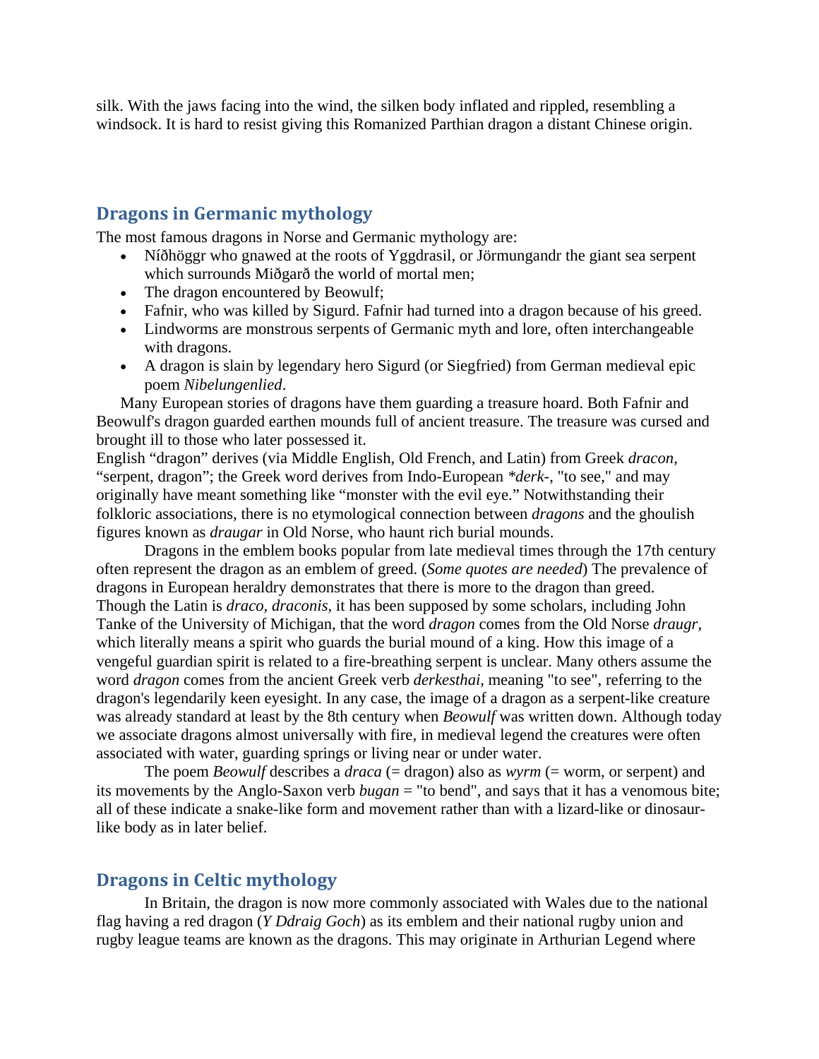silk. With the jaws facing into the wind, the silken body inflated and rippled, resembling a windsock. It is hard to resist giving this Romanized Parthian dragon a distant Chinese origin.

## Dragons in Germanic mythology

The most famous dragons in Norse and Germanic mythology are:

- Níðhöggr who gnawed at the roots of Yggdrasil, or Jörmungandr the giant sea serpent which surrounds Miðgarð the world of mortal men;
- The dragon encountered by Beowulf;
- Fafnir, who was killed by Sigurd. Fafnir had turned into a dragon because of his greed.
- Lindworms are monstrous serpents of Germanic myth and lore, often interchangeable with dragons.
- A dragon is slain by legendary hero Sigurd (or Siegfried) from German medieval epic poem *Nibelungenlied*.

Many European stories of dragons have them guarding a treasure hoard. Both Fafnir and Beowulf's dragon guarded earthen mounds full of ancient treasure. The treasure was cursed and brought ill to those who later possessed it.

English “dragon” derives (via Middle English, Old French, and Latin) from Greek *dracon*, “serpent, dragon”; the Greek word derives from Indo-European *\*derk-*, "to see," and may originally have meant something like “monster with the evil eye.” Notwithstanding their folkloric associations, there is no etymological connection between *dragons* and the ghoulish figures known as *draugar* in Old Norse, who haunt rich burial mounds.

Dragons in the emblem books popular from late medieval times through the 17th century often represent the dragon as an emblem of greed. (*Some quotes are needed*) The prevalence of dragons in European heraldry demonstrates that there is more to the dragon than greed. Though the Latin is *draco, draconis*, it has been supposed by some scholars, including John Tanke of the University of Michigan, that the word *dragon* comes from the Old Norse *draugr*, which literally means a spirit who guards the burial mound of a king. How this image of a vengeful guardian spirit is related to a fire-breathing serpent is unclear. Many others assume the word *dragon* comes from the ancient Greek verb *derkesthai*, meaning "to see", referring to the dragon's legendarily keen eyesight. In any case, the image of a dragon as a serpent-like creature was already standard at least by the 8th century when *Beowulf* was written down. Although today we associate dragons almost universally with fire, in medieval legend the creatures were often associated with water, guarding springs or living near or under water.

The poem *Beowulf* describes a *draca* (= dragon) also as *wyrm* (= worm, or serpent) and its movements by the Anglo-Saxon verb *bugan* = "to bend", and says that it has a venomous bite; all of these indicate a snake-like form and movement rather than with a lizard-like or dinosaur-like body as in later belief.

## Dragons in Celtic mythology

In Britain, the dragon is now more commonly associated with Wales due to the national flag having a red dragon (*Y Ddraig Goch*) as its emblem and their national rugby union and rugby league teams are known as the dragons. This may originate in Arthurian Legend where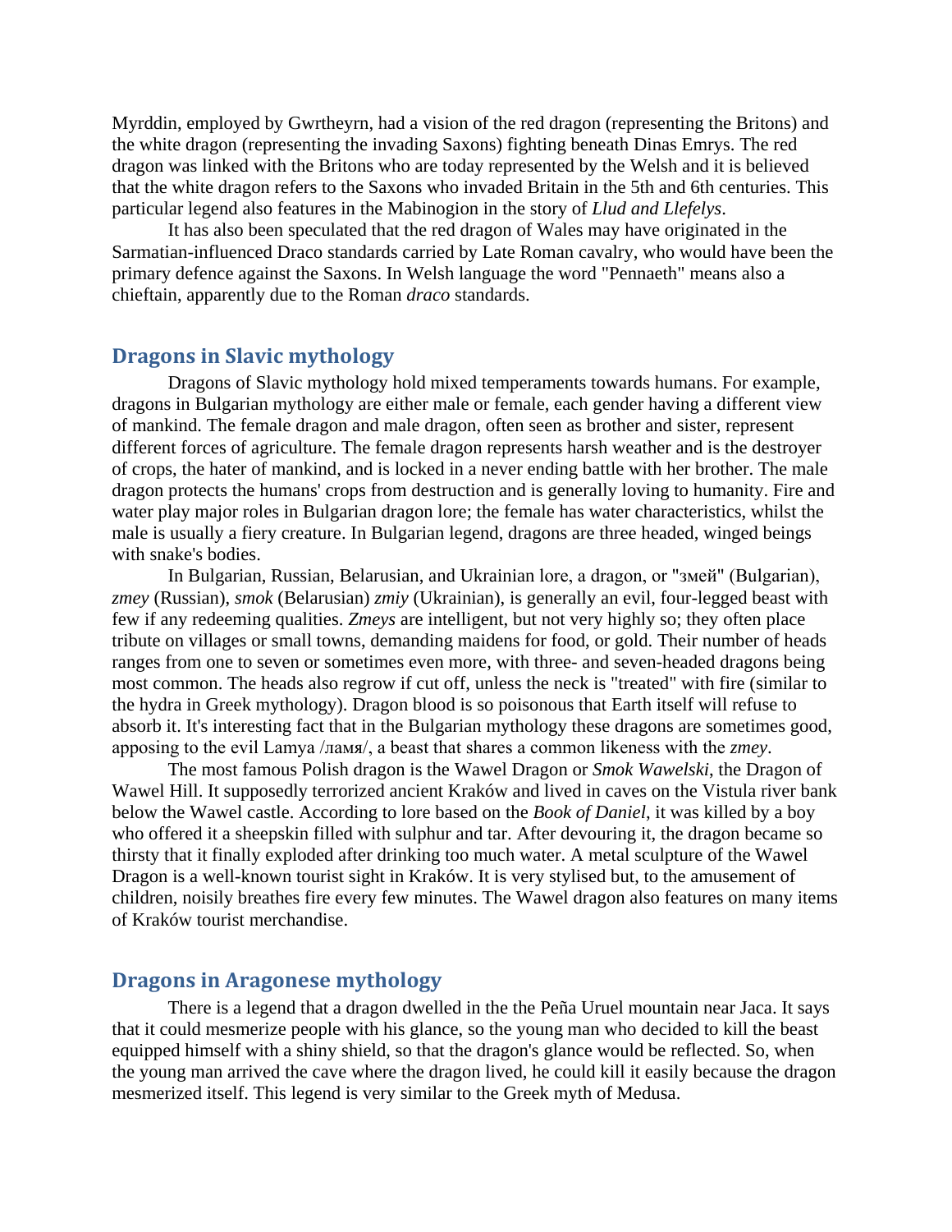Myrddin, employed by Gwrtheyrn, had a vision of the red dragon (representing the Britons) and the white dragon (representing the invading Saxons) fighting beneath Dinas Emrys. The red dragon was linked with the Britons who are today represented by the Welsh and it is believed that the white dragon refers to the Saxons who invaded Britain in the 5th and 6th centuries. This particular legend also features in the Mabinogion in the story of *Llud and Llefelys*.

It has also been speculated that the red dragon of Wales may have originated in the Sarmatian-influenced Draco standards carried by Late Roman cavalry, who would have been the primary defence against the Saxons. In Welsh language the word "Pennaeth" means also a chieftain, apparently due to the Roman *draco* standards.

## Dragons in Slavic mythology

Dragons of Slavic mythology hold mixed temperaments towards humans. For example, dragons in Bulgarian mythology are either male or female, each gender having a different view of mankind. The female dragon and male dragon, often seen as brother and sister, represent different forces of agriculture. The female dragon represents harsh weather and is the destroyer of crops, the hater of mankind, and is locked in a never ending battle with her brother. The male dragon protects the humans' crops from destruction and is generally loving to humanity. Fire and water play major roles in Bulgarian dragon lore; the female has water characteristics, whilst the male is usually a fiery creature. In Bulgarian legend, dragons are three headed, winged beings with snake's bodies.

In Bulgarian, Russian, Belarusian, and Ukrainian lore, a dragon, or "змей" (Bulgarian), *zmey* (Russian), *smok* (Belarusian) *zmiy* (Ukrainian), is generally an evil, four-legged beast with few if any redeeming qualities. *Zmeys* are intelligent, but not very highly so; they often place tribute on villages or small towns, demanding maidens for food, or gold. Their number of heads ranges from one to seven or sometimes even more, with three- and seven-headed dragons being most common. The heads also regrow if cut off, unless the neck is "treated" with fire (similar to the hydra in Greek mythology). Dragon blood is so poisonous that Earth itself will refuse to absorb it. It's interesting fact that in the Bulgarian mythology these dragons are sometimes good, apposing to the evil Lamya /ламя/, a beast that shares a common likeness with the *zmey*.

The most famous Polish dragon is the Wawel Dragon or *Smok Wawelski*, the Dragon of Wawel Hill. It supposedly terrorized ancient Kraków and lived in caves on the Vistula river bank below the Wawel castle. According to lore based on the *Book of Daniel*, it was killed by a boy who offered it a sheepskin filled with sulphur and tar. After devouring it, the dragon became so thirsty that it finally exploded after drinking too much water. A metal sculpture of the Wawel Dragon is a well-known tourist sight in Kraków. It is very stylised but, to the amusement of children, noisily breathes fire every few minutes. The Wawel dragon also features on many items of Kraków tourist merchandise.

## Dragons in Aragonese mythology

There is a legend that a dragon dwelled in the the Peña Uruel mountain near Jaca. It says that it could mesmerize people with his glance, so the young man who decided to kill the beast equipped himself with a shiny shield, so that the dragon's glance would be reflected. So, when the young man arrived the cave where the dragon lived, he could kill it easily because the dragon mesmerized itself. This legend is very similar to the Greek myth of Medusa.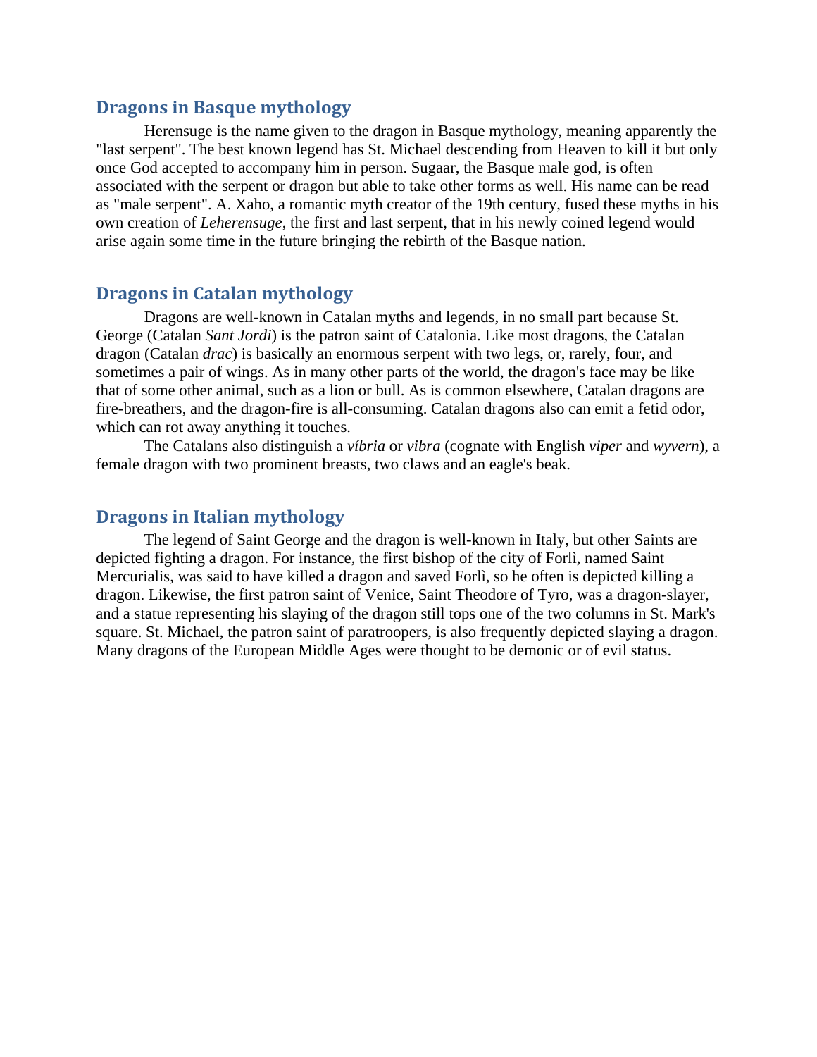## Dragons in Basque mythology

Herensuge is the name given to the dragon in Basque mythology, meaning apparently the "last serpent". The best known legend has St. Michael descending from Heaven to kill it but only once God accepted to accompany him in person. Sugaar, the Basque male god, is often associated with the serpent or dragon but able to take other forms as well. His name can be read as "male serpent". A. Xaho, a romantic myth creator of the 19th century, fused these myths in his own creation of *Leherensuge*, the first and last serpent, that in his newly coined legend would arise again some time in the future bringing the rebirth of the Basque nation.

## Dragons in Catalan mythology

Dragons are well-known in Catalan myths and legends, in no small part because St. George (Catalan *Sant Jordi*) is the patron saint of Catalonia. Like most dragons, the Catalan dragon (Catalan *drac*) is basically an enormous serpent with two legs, or, rarely, four, and sometimes a pair of wings. As in many other parts of the world, the dragon's face may be like that of some other animal, such as a lion or bull. As is common elsewhere, Catalan dragons are fire-breathers, and the dragon-fire is all-consuming. Catalan dragons also can emit a fetid odor, which can rot away anything it touches.

The Catalans also distinguish a *víbria* or *vibra* (cognate with English *viper* and *wyvern*), a female dragon with two prominent breasts, two claws and an eagle's beak.

## Dragons in Italian mythology

The legend of Saint George and the dragon is well-known in Italy, but other Saints are depicted fighting a dragon. For instance, the first bishop of the city of Forlì, named Saint Mercurialis, was said to have killed a dragon and saved Forlì, so he often is depicted killing a dragon. Likewise, the first patron saint of Venice, Saint Theodore of Tyro, was a dragon-slayer, and a statue representing his slaying of the dragon still tops one of the two columns in St. Mark's square. St. Michael, the patron saint of paratroopers, is also frequently depicted slaying a dragon. Many dragons of the European Middle Ages were thought to be demonic or of evil status.